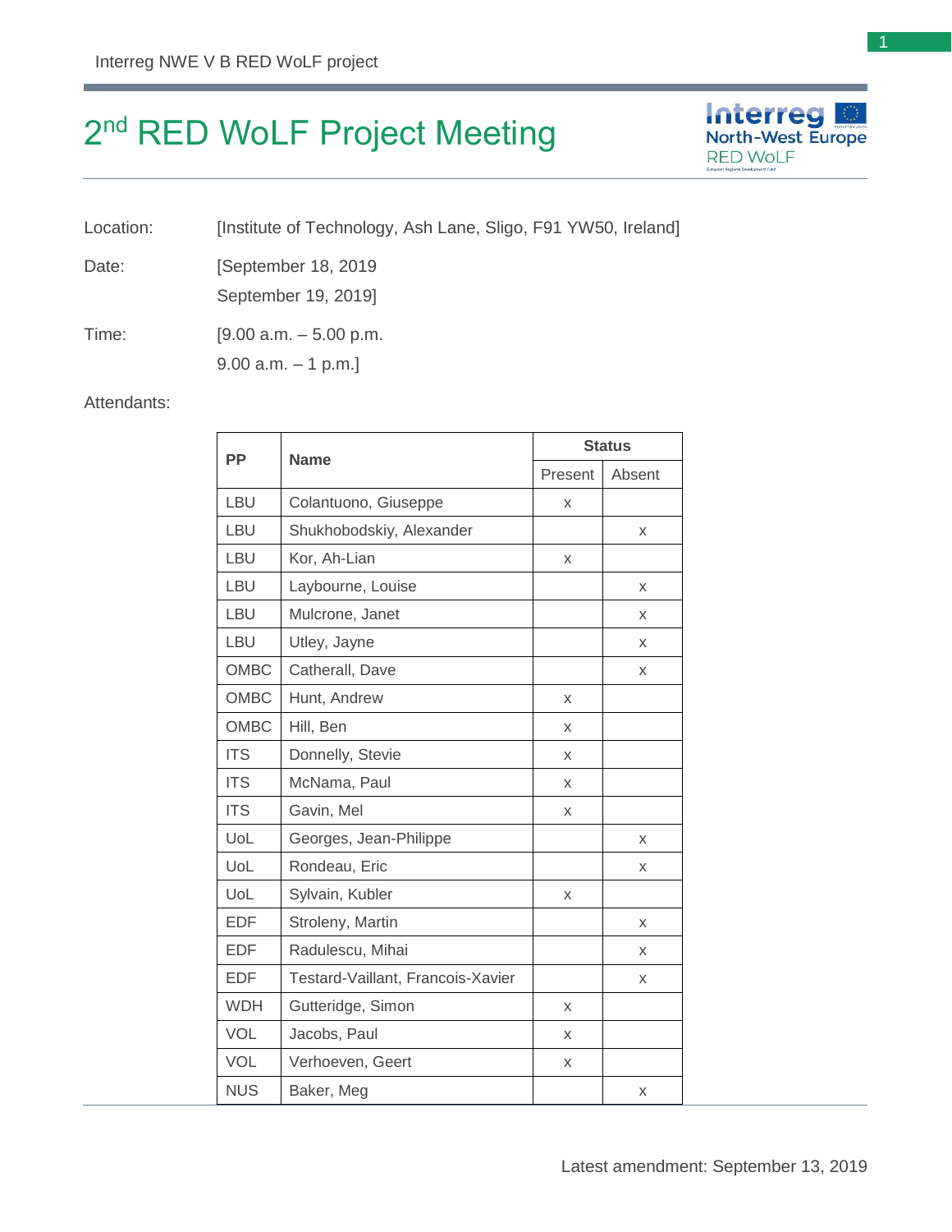# 2nd RED WoLF Project Meeting

Location: [Institute of Technology, Ash Lane, Sligo, F91 YW50, Ireland]

Date: [September 18, 2019
September 19, 2019]

Time: [9.00 a.m. – 5.00 p.m.
9.00 a.m. – 1 p.m.]

Attendants:

| PP | Name | Status | |
|---|---|---|---|
| | | Present | Absent |
| LBU | Colantuono, Giuseppe | x | |
| LBU | Shukhobodskiy, Alexander | | x |
| LBU | Kor, Ah-Lian | x | |
| LBU | Laybourne, Louise | | x |
| LBU | Mulcrone, Janet | | x |
| LBU | Utley, Jayne | | x |
| OMBC | Catherall, Dave | | x |
| OMBC | Hunt, Andrew | x | |
| OMBC | Hill, Ben | x | |
| ITS | Donnelly, Stevie | x | |
| ITS | McNama, Paul | x | |
| ITS | Gavin, Mel | x | |
| UoL | Georges, Jean-Philippe | | x |
| UoL | Rondeau, Eric | | x |
| UoL | Sylvain, Kubler | x | |
| EDF | Stroleny, Martin | | x |
| EDF | Radulescu, Mihai | | x |
| EDF | Testard-Vaillant, Francois-Xavier | | x |
| WDH | Gutteridge, Simon | x | |
| VOL | Jacobs, Paul | x | |
| VOL | Verhoeven, Geert | x | |
| NUS | Baker, Meg | | x |

Latest amendment: September 13, 2019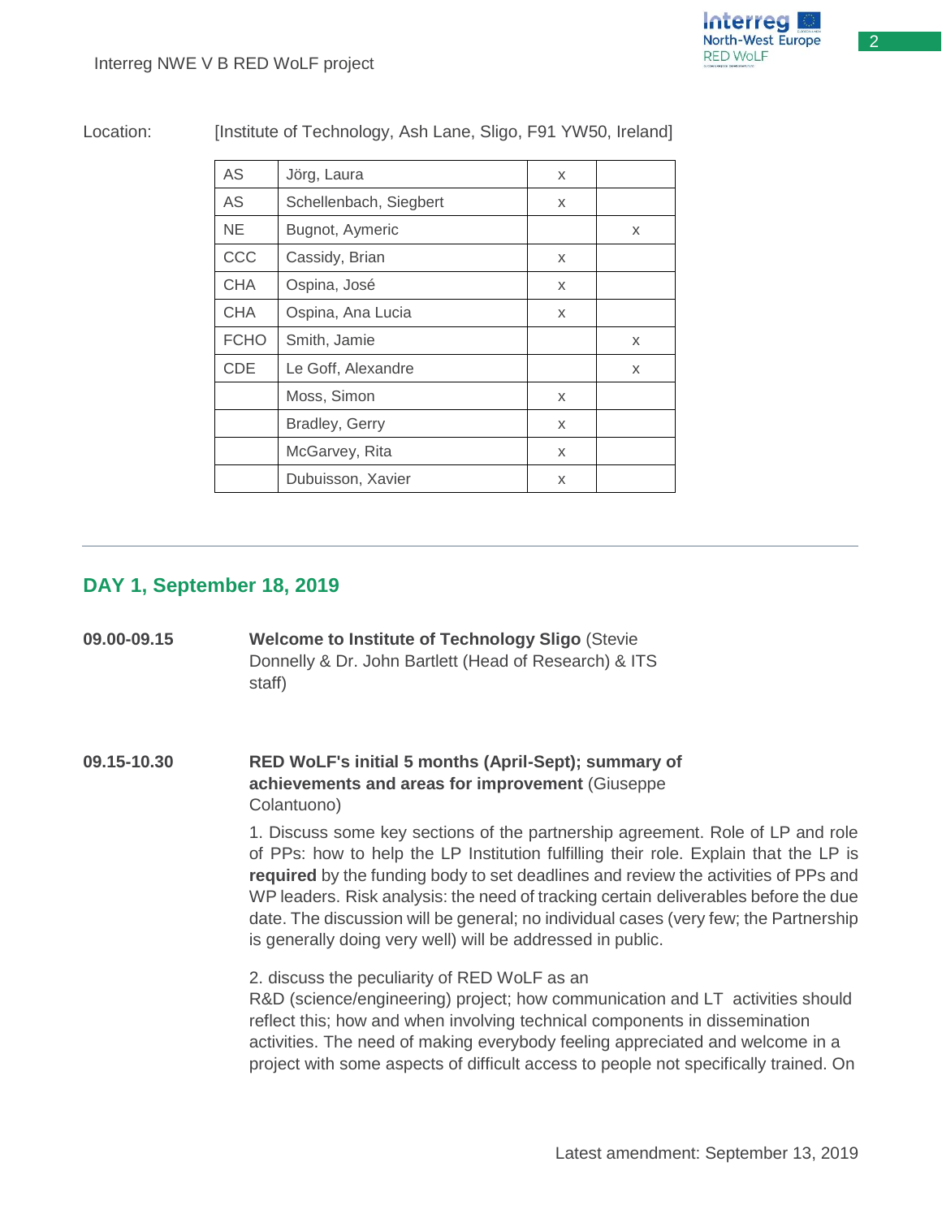Location: [Institute of Technology, Ash Lane, Sligo, F91 YW50, Ireland]

| | | | |
|---|---|---|---|
| AS | Jörg, Laura | x | |
| AS | Schellenbach, Siegbert | x | |
| NE | Bugnot, Aymeric | | x |
| CCC | Cassidy, Brian | x | |
| CHA | Ospina, José | x | |
| CHA | Ospina, Ana Lucia | x | |
| FCHO | Smith, Jamie | | x |
| CDE | Le Goff, Alexandre | | x |
| | Moss, Simon | x | |
| | Bradley, Gerry | x | |
| | McGarvey, Rita | x | |
| | Dubuisson, Xavier | x | |

---

## DAY 1, September 18, 2019

**09.00-09.15** **Welcome to Institute of Technology Sligo** (Stevie Donnelly & Dr. John Bartlett (Head of Research) & ITS staff)

**09.15-10.30** **RED WoLF's initial 5 months (April-Sept); summary of achievements and areas for improvement** (Giuseppe Colantuono)

1. Discuss some key sections of the partnership agreement. Role of LP and role of PPs: how to help the LP Institution fulfilling their role. Explain that the LP is **required** by the funding body to set deadlines and review the activities of PPs and WP leaders. Risk analysis: the need of tracking certain deliverables before the due date. The discussion will be general; no individual cases (very few; the Partnership is generally doing very well) will be addressed in public.

2. discuss the peculiarity of RED WoLF as an R&D (science/engineering) project; how communication and LT activities should reflect this; how and when involving technical components in dissemination activities. The need of making everybody feeling appreciated and welcome in a project with some aspects of difficult access to people not specifically trained. On

Latest amendment: September 13, 2019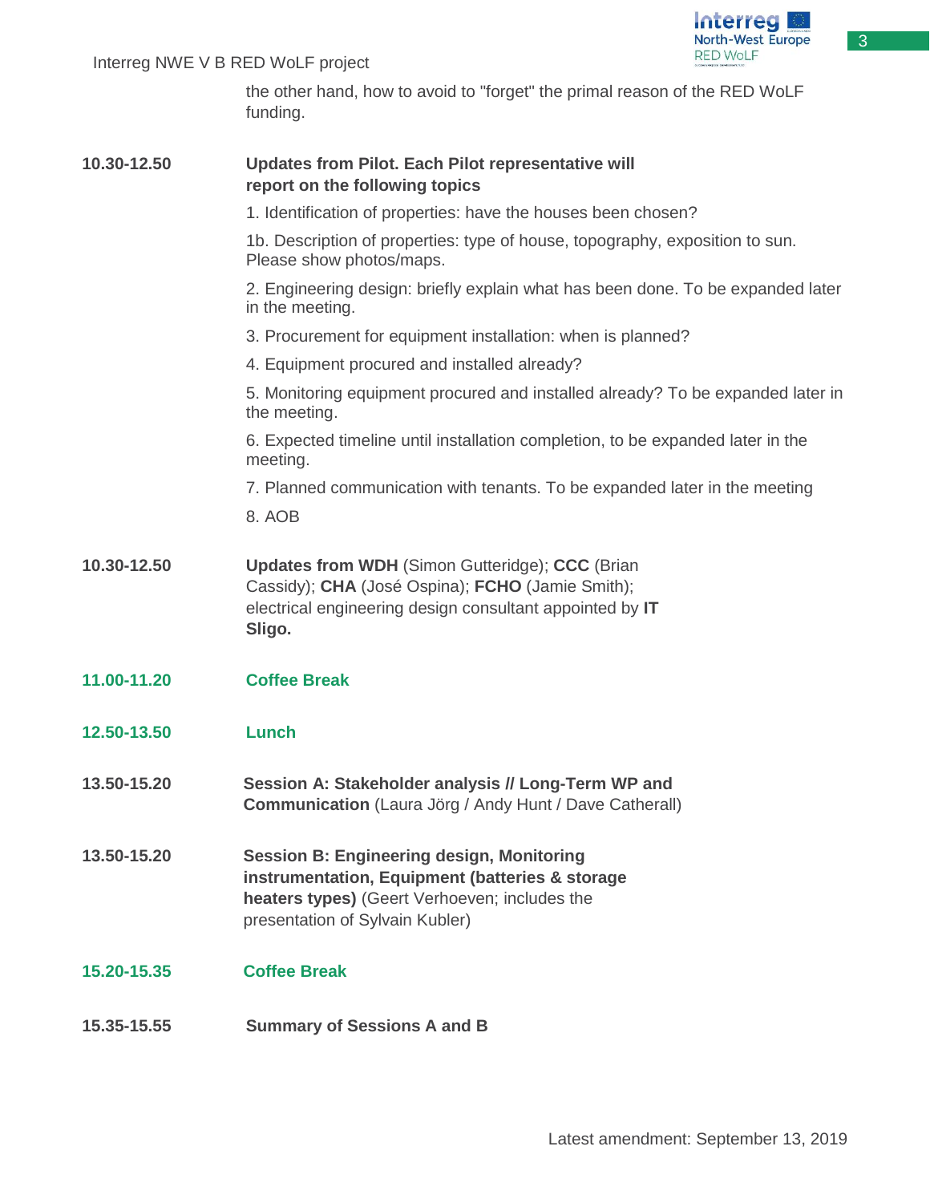the other hand, how to avoid to "forget" the primal reason of the RED WoLF funding.

| | |
|---|---|
| **10.30-12.50** | **Updates from Pilot. Each Pilot representative will report on the following topics**<br>1. Identification of properties: have the houses been chosen?<br>1b. Description of properties: type of house, topography, exposition to sun. Please show photos/maps.<br>2. Engineering design: briefly explain what has been done. To be expanded later in the meeting.<br>3. Procurement for equipment installation: when is planned?<br>4. Equipment procured and installed already?<br>5. Monitoring equipment procured and installed already? To be expanded later in the meeting.<br>6. Expected timeline until installation completion, to be expanded later in the meeting.<br>7. Planned communication with tenants. To be expanded later in the meeting<br>8. AOB |
| **10.30-12.50** | **Updates from WDH** (Simon Gutteridge); **CCC** (Brian Cassidy); **CHA** (José Ospina); **FCHO** (Jamie Smith); electrical engineering design consultant appointed by **IT Sligo.** |
| **11.00-11.20** | **Coffee Break** |
| **12.50-13.50** | **Lunch** |
| **13.50-15.20** | **Session A: Stakeholder analysis // Long-Term WP and Communication** (Laura Jörg / Andy Hunt / Dave Catherall) |
| **13.50-15.20** | **Session B: Engineering design, Monitoring instrumentation, Equipment (batteries & storage heaters types)** (Geert Verhoeven; includes the presentation of Sylvain Kubler) |
| **15.20-15.35** | **Coffee Break** |
| **15.35-15.55** | **Summary of Sessions A and B** |

Latest amendment: September 13, 2019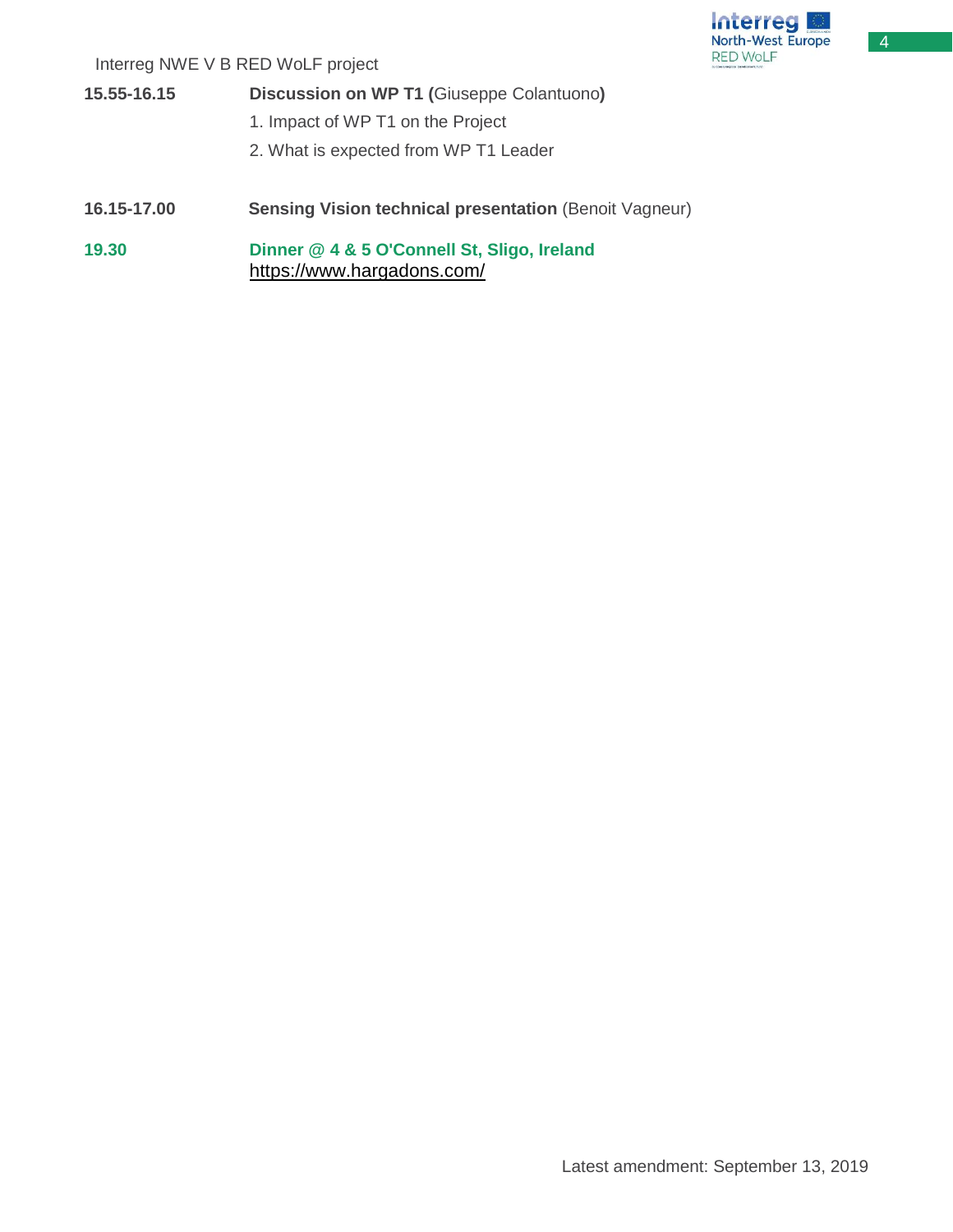**15.55-16.15** **Discussion on WP T1 (**Giuseppe Colantuono**)**

1. Impact of WP T1 on the Project
2. What is expected from WP T1 Leader

**16.15-17.00** **Sensing Vision technical presentation** (Benoit Vagneur)

**19.30** **Dinner @ 4 & 5 O'Connell St, Sligo, Ireland**
https://www.hargadons.com/

Latest amendment: September 13, 2019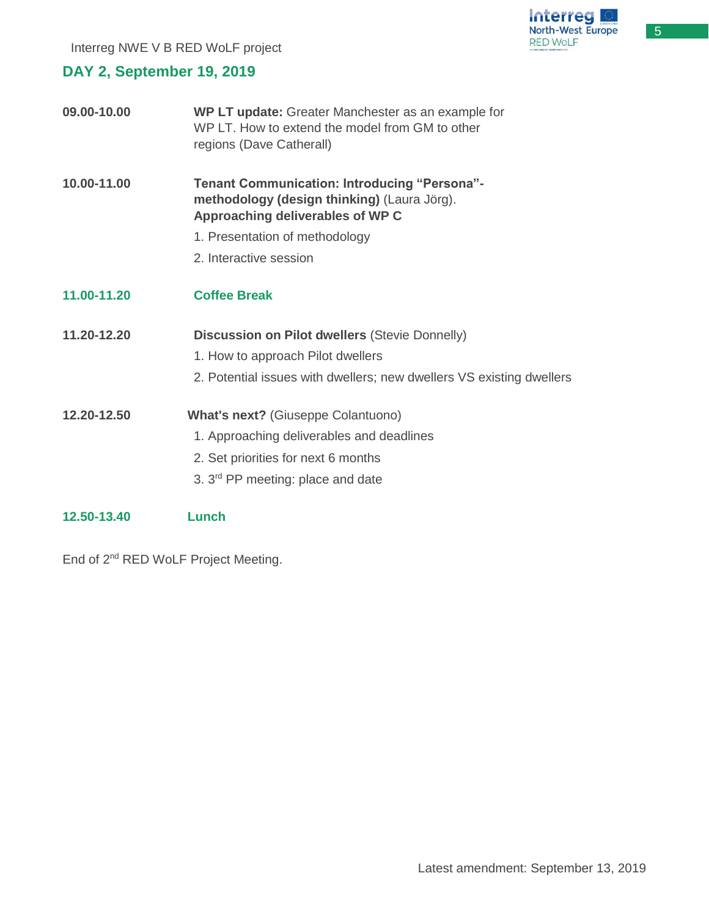## DAY 2, September 19, 2019

| | |
|---|---|
| **09.00-10.00** | **WP LT update:** Greater Manchester as an example for WP LT. How to extend the model from GM to other regions (Dave Catherall) |
| **10.00-11.00** | **Tenant Communication: Introducing "Persona"-methodology (design thinking)** (Laura Jörg). **Approaching deliverables of WP C**<br>1. Presentation of methodology<br>2. Interactive session |
| **11.00-11.20** | **Coffee Break** |
| **11.20-12.20** | **Discussion on Pilot dwellers** (Stevie Donnelly)<br>1. How to approach Pilot dwellers<br>2. Potential issues with dwellers; new dwellers VS existing dwellers |
| **12.20-12.50** | **What's next?** (Giuseppe Colantuono)<br>1. Approaching deliverables and deadlines<br>2. Set priorities for next 6 months<br>3. 3rd PP meeting: place and date |
| **12.50-13.40** | **Lunch** |

End of 2nd RED WoLF Project Meeting.

Latest amendment: September 13, 2019